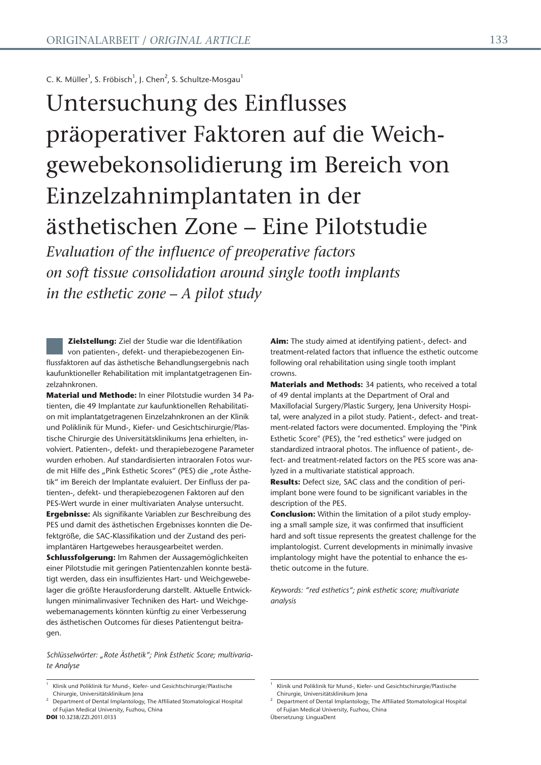C. K. Müller[1], S. Fröbisch[1], J. Chen[2], S. Schultze-Mosgau[1]

# Untersuchung des Einflusses präoperativer Faktoren auf die Weichgewebekonsolidierung im Bereich von Einzelzahnimplantaten in der ästhetischen Zone – Eine Pilotstudie

*Evaluation of the influence of preoperative factors on soft tissue consolidation around single tooth implants in the esthetic zone – A pilot study*

**Zielstellung:** Ziel der Studie war die Identifikation von patienten-, defekt- und therapiebezogenen Einflussfaktoren auf das ästhetische Behandlungsergebnis nach kaufunktioneller Rehabilitation mit implantatgetragenen Einzelzahnkronen.

**Material und Methode:** In einer Pilotstudie wurden 34 Patienten, die 49 Implantate zur kaufunktionellen Rehabilitation mit implantatgetragenen Einzelzahnkronen an der Klinik und Poliklinik für Mund-, Kiefer- und Gesichtschirurgie/Plastische Chirurgie des Universitätsklinikums Jena erhielten, involviert. Patienten-, defekt- und therapiebezogene Parameter wurden erhoben. Auf standardisierten intraoralen Fotos wurde mit Hilfe des „Pink Esthetic Scores" (PES) die „rote Ästhetik" im Bereich der Implantate evaluiert. Der Einfluss der patienten-, defekt- und therapiebezogenen Faktoren auf den PES-Wert wurde in einer multivariaten Analyse untersucht.

**Ergebnisse:** Als signifikante Variablen zur Beschreibung des PES und damit des ästhetischen Ergebnisses konnten die Defektgröße, die SAC-Klassifikation und der Zustand des periimplantären Hartgewebes herausgearbeitet werden.

**Schlussfolgerung:** Im Rahmen der Aussagemöglichkeiten einer Pilotstudie mit geringen Patientenzahlen konnte bestätigt werden, dass ein insuffizientes Hart- und Weichgewebelager die größte Herausforderung darstellt. Aktuelle Entwicklungen minimalinvasiver Techniken des Hart- und Weichgewebemanagements könnten künftig zu einer Verbesserung des ästhetischen Outcomes für dieses Patientengut beitragen.

*Schlüsselwörter: „Rote Ästhetik"; Pink Esthetic Score; multivariate Analyse*

**Aim:** The study aimed at identifying patient-, defect- and treatment-related factors that influence the esthetic outcome following oral rehabilitation using single tooth implant crowns.

**Materials and Methods:** 34 patients, who received a total of 49 dental implants at the Department of Oral and Maxillofacial Surgery/Plastic Surgery, Jena University Hospital, were analyzed in a pilot study. Patient-, defect- and treatment-related factors were documented. Employing the "Pink Esthetic Score" (PES), the "red esthetics" were judged on standardized intraoral photos. The influence of patient-, defect- and treatment-related factors on the PES score was analyzed in a multivariate statistical approach.

**Results:** Defect size, SAC class and the condition of periimplant bone were found to be significant variables in the description of the PES.

**Conclusion:** Within the limitation of a pilot study employing a small sample size, it was confirmed that insufficient hard and soft tissue represents the greatest challenge for the implantologist. Current developments in minimally invasive implantology might have the potential to enhance the esthetic outcome in the future.

*Keywords: "red esthetics"; pink esthetic score; multivariate analysis*

[1] Klinik und Poliklinik für Mund-, Kiefer- und Gesichtschirurgie/Plastische Chirurgie, Universitätsklinikum Jena

[2] Department of Dental Implantology, The Affiliated Stomatological Hospital of Fujian Medical University, Fuzhou, China

**DOI** 10.3238/ZZI.2011.0133

Übersetzung: LinguaDent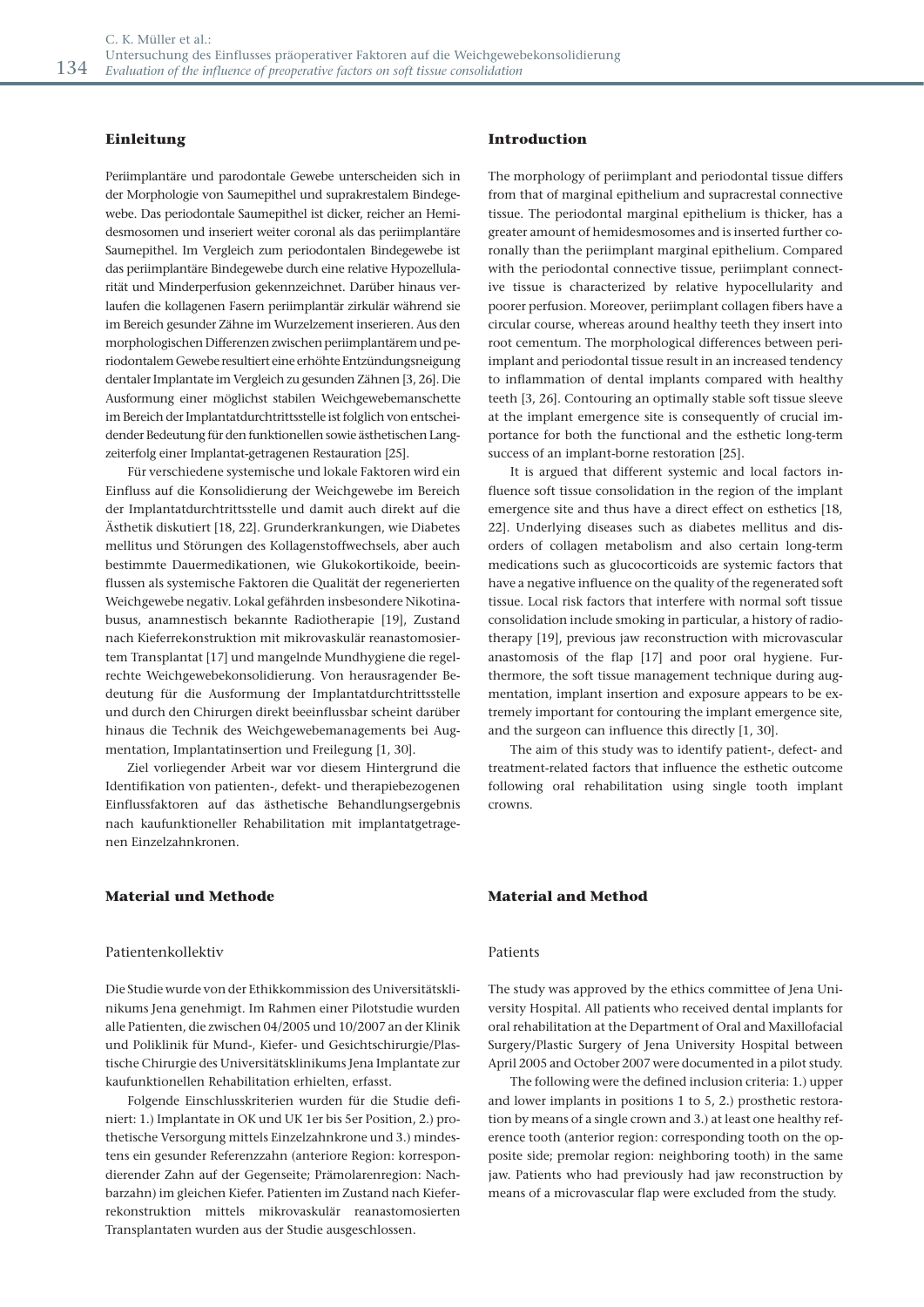## Einleitung

Periimplantäre und parodontale Gewebe unterscheiden sich in der Morphologie von Saumepithel und suprakrestalem Bindegewebe. Das periodontale Saumepithel ist dicker, reicher an Hemidesmosomen und inseriert weiter coronal als das periimplantäre Saumepithel. Im Vergleich zum periodontalen Bindegewebe ist das periimplantäre Bindegewebe durch eine relative Hypozellularität und Minderperfusion gekennzeichnet. Darüber hinaus verlaufen die kollagenen Fasern periimplantär zirkulär während sie im Bereich gesunder Zähne im Wurzelzement inserieren. Aus den morphologischen Differenzen zwischen periimplantärem und periodontalem Gewebe resultiert eine erhöhte Entzündungsneigung dentaler Implantate im Vergleich zu gesunden Zähnen [3, 26]. Die Ausformung einer möglichst stabilen Weichgewebemanschette im Bereich der Implantatdurchtrittsstelle ist folglich von entscheidender Bedeutung für den funktionellen sowie ästhetischen Langzeiterfolg einer Implantat-getragenen Restauration [25].

Für verschiedene systemische und lokale Faktoren wird ein Einfluss auf die Konsolidierung der Weichgewebe im Bereich der Implantatdurchtrittsstelle und damit auch direkt auf die Ästhetik diskutiert [18, 22]. Grunderkrankungen, wie Diabetes mellitus und Störungen des Kollagenstoffwechsels, aber auch bestimmte Dauermedikationen, wie Glukokortikoide, beeinflussen als systemische Faktoren die Qualität der regenerierten Weichgewebe negativ. Lokal gefährden insbesondere Nikotinabusus, anamnestisch bekannte Radiotherapie [19], Zustand nach Kieferrekonstruktion mit mikrovaskulär reanastomosiertem Transplantat [17] und mangelnde Mundhygiene die regelrechte Weichgewebekonsolidierung. Von herausragender Bedeutung für die Ausformung der Implantatdurchtrittsstelle und durch den Chirurgen direkt beeinflussbar scheint darüber hinaus die Technik des Weichgewebemanagements bei Augmentation, Implantatinsertion und Freilegung [1, 30].

Ziel vorliegender Arbeit war vor diesem Hintergrund die Identifikation von patienten-, defekt- und therapiebezogenen Einflussfaktoren auf das ästhetische Behandlungsergebnis nach kaufunktioneller Rehabilitation mit implantatgetragenen Einzelzahnkronen.

## Introduction

The morphology of periimplant and periodontal tissue differs from that of marginal epithelium and supracrestal connective tissue. The periodontal marginal epithelium is thicker, has a greater amount of hemidesmosomes and is inserted further coronally than the periimplant marginal epithelium. Compared with the periodontal connective tissue, periimplant connective tissue is characterized by relative hypocellularity and poorer perfusion. Moreover, periimplant collagen fibers have a circular course, whereas around healthy teeth they insert into root cementum. The morphological differences between periimplant and periodontal tissue result in an increased tendency to inflammation of dental implants compared with healthy teeth [3, 26]. Contouring an optimally stable soft tissue sleeve at the implant emergence site is consequently of crucial importance for both the functional and the esthetic long-term success of an implant-borne restoration [25].

It is argued that different systemic and local factors influence soft tissue consolidation in the region of the implant emergence site and thus have a direct effect on esthetics [18, 22]. Underlying diseases such as diabetes mellitus and disorders of collagen metabolism and also certain long-term medications such as glucocorticoids are systemic factors that have a negative influence on the quality of the regenerated soft tissue. Local risk factors that interfere with normal soft tissue consolidation include smoking in particular, a history of radiotherapy [19], previous jaw reconstruction with microvascular anastomosis of the flap [17] and poor oral hygiene. Furthermore, the soft tissue management technique during augmentation, implant insertion and exposure appears to be extremely important for contouring the implant emergence site, and the surgeon can influence this directly [1, 30].

The aim of this study was to identify patient-, defect- and treatment-related factors that influence the esthetic outcome following oral rehabilitation using single tooth implant crowns.

## Material und Methode

### Patientenkollektiv

Die Studie wurde von der Ethikkommission des Universitätsklinikums Jena genehmigt. Im Rahmen einer Pilotstudie wurden alle Patienten, die zwischen 04/2005 und 10/2007 an der Klinik und Poliklinik für Mund-, Kiefer- und Gesichtschirurgie/Plastische Chirurgie des Universitätsklinikums Jena Implantate zur kaufunktionellen Rehabilitation erhielten, erfasst.

Folgende Einschlusskriterien wurden für die Studie definiert: 1.) Implantate in OK und UK 1er bis 5er Position, 2.) prothetische Versorgung mittels Einzelzahnkrone und 3.) mindestens ein gesunder Referenzzahn (anteriore Region: korrespondierender Zahn auf der Gegenseite; Prämolarenregion: Nachbarzahn) im gleichen Kiefer. Patienten im Zustand nach Kieferrekonstruktion mittels mikrovaskulär reanastomosierten Transplantaten wurden aus der Studie ausgeschlossen.

## Material and Method

### Patients

The study was approved by the ethics committee of Jena University Hospital. All patients who received dental implants for oral rehabilitation at the Department of Oral and Maxillofacial Surgery/Plastic Surgery of Jena University Hospital between April 2005 and October 2007 were documented in a pilot study.

The following were the defined inclusion criteria: 1.) upper and lower implants in positions 1 to 5, 2.) prosthetic restoration by means of a single crown and 3.) at least one healthy reference tooth (anterior region: corresponding tooth on the opposite side; premolar region: neighboring tooth) in the same jaw. Patients who had previously had jaw reconstruction by means of a microvascular flap were excluded from the study.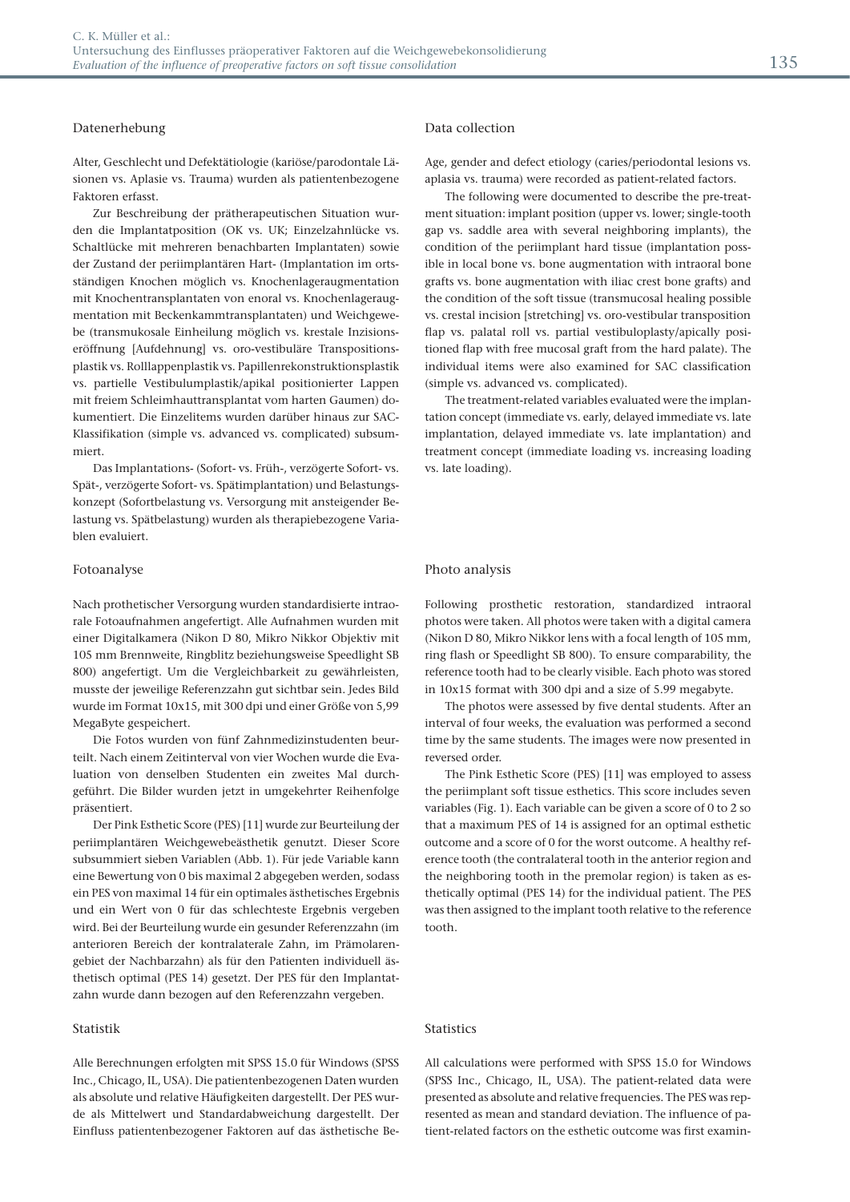### Datenerhebung

Alter, Geschlecht und Defektätiologie (kariöse/parodontale Läsionen vs. Aplasie vs. Trauma) wurden als patientenbezogene Faktoren erfasst.

Zur Beschreibung der prätherapeutischen Situation wurden die Implantatposition (OK vs. UK; Einzelzahnlücke vs. Schaltlücke mit mehreren benachbarten Implantaten) sowie der Zustand der periimplantären Hart- (Implantation im ortsständigen Knochen möglich vs. Knochenlageraugmentation mit Knochentransplantaten von enoral vs. Knochenlageraugmentation mit Beckenkammtransplantaten) und Weichgewebe (transmukosale Einheilung möglich vs. krestale Inzisionseröffnung [Aufdehnung] vs. oro-vestibuläre Transpositionsplastik vs. Rolllappenplastik vs. Papillenrekonstruktionsplastik vs. partielle Vestibulumplastik/apikal positionierter Lappen mit freiem Schleimhauttransplantat vom harten Gaumen) dokumentiert. Die Einzelitems wurden darüber hinaus zur SAC-Klassifikation (simple vs. advanced vs. complicated) subsummiert.

Das Implantations- (Sofort- vs. Früh-, verzögerte Sofort- vs. Spät-, verzögerte Sofort- vs. Spätimplantation) und Belastungskonzept (Sofortbelastung vs. Versorgung mit ansteigender Belastung vs. Spätbelastung) wurden als therapiebezogene Variablen evaluiert.

### Data collection

Age, gender and defect etiology (caries/periodontal lesions vs. aplasia vs. trauma) were recorded as patient-related factors.

The following were documented to describe the pre-treatment situation: implant position (upper vs. lower; single-tooth gap vs. saddle area with several neighboring implants), the condition of the periimplant hard tissue (implantation possible in local bone vs. bone augmentation with intraoral bone grafts vs. bone augmentation with iliac crest bone grafts) and the condition of the soft tissue (transmucosal healing possible vs. crestal incision [stretching] vs. oro-vestibular transposition flap vs. palatal roll vs. partial vestibuloplasty/apically positioned flap with free mucosal graft from the hard palate). The individual items were also examined for SAC classification (simple vs. advanced vs. complicated).

The treatment-related variables evaluated were the implantation concept (immediate vs. early, delayed immediate vs. late implantation, delayed immediate vs. late implantation) and treatment concept (immediate loading vs. increasing loading vs. late loading).

### Fotoanalyse

Nach prothetischer Versorgung wurden standardisierte intraorale Fotoaufnahmen angefertigt. Alle Aufnahmen wurden mit einer Digitalkamera (Nikon D 80, Mikro Nikkor Objektiv mit 105 mm Brennweite, Ringblitz beziehungsweise Speedlight SB 800) angefertigt. Um die Vergleichbarkeit zu gewährleisten, musste der jeweilige Referenzzahn gut sichtbar sein. Jedes Bild wurde im Format 10x15, mit 300 dpi und einer Größe von 5,99 MegaByte gespeichert.

Die Fotos wurden von fünf Zahnmedizinstudenten beurteilt. Nach einem Zeitintervall von vier Wochen wurde die Evaluation von denselben Studenten ein zweites Mal durchgeführt. Die Bilder wurden jetzt in umgekehrter Reihenfolge präsentiert.

Der Pink Esthetic Score (PES) [11] wurde zur Beurteilung der periimplantären Weichgewebeästhetik genutzt. Dieser Score subsummiert sieben Variablen (Abb. 1). Für jede Variable kann eine Bewertung von 0 bis maximal 2 abgegeben werden, sodass ein PES von maximal 14 für ein optimales ästhetisches Ergebnis und ein Wert von 0 für das schlechteste Ergebnis vergeben wird. Bei der Beurteilung wurde ein gesunder Referenzzahn (im anterioren Bereich der kontralaterale Zahn, im Prämolarengebiet der Nachbarzahn) als für den Patienten individuell ästhetisch optimal (PES 14) gesetzt. Der PES für den Implantatzahn wurde dann bezogen auf den Referenzzahn vergeben.

### Photo analysis

Following prosthetic restoration, standardized intraoral photos were taken. All photos were taken with a digital camera (Nikon D 80, Mikro Nikkor lens with a focal length of 105 mm, ring flash or Speedlight SB 800). To ensure comparability, the reference tooth had to be clearly visible. Each photo was stored in 10x15 format with 300 dpi and a size of 5.99 megabyte.

The photos were assessed by five dental students. After an interval of four weeks, the evaluation was performed a second time by the same students. The images were now presented in reversed order.

The Pink Esthetic Score (PES) [11] was employed to assess the periimplant soft tissue esthetics. This score includes seven variables (Fig. 1). Each variable can be given a score of 0 to 2 so that a maximum PES of 14 is assigned for an optimal esthetic outcome and a score of 0 for the worst outcome. A healthy reference tooth (the contralateral tooth in the anterior region and the neighboring tooth in the premolar region) is taken as esthetically optimal (PES 14) for the individual patient. The PES was then assigned to the implant tooth relative to the reference tooth.

### Statistik

Alle Berechnungen erfolgten mit SPSS 15.0 für Windows (SPSS Inc., Chicago, IL, USA). Die patientenbezogenen Daten wurden als absolute und relative Häufigkeiten dargestellt. Der PES wurde als Mittelwert und Standardabweichung dargestellt. Der Einfluss patientenbezogener Faktoren auf das ästhetische Be-

### Statistics

All calculations were performed with SPSS 15.0 for Windows (SPSS Inc., Chicago, IL, USA). The patient-related data were presented as absolute and relative frequencies. The PES was represented as mean and standard deviation. The influence of patient-related factors on the esthetic outcome was first examin-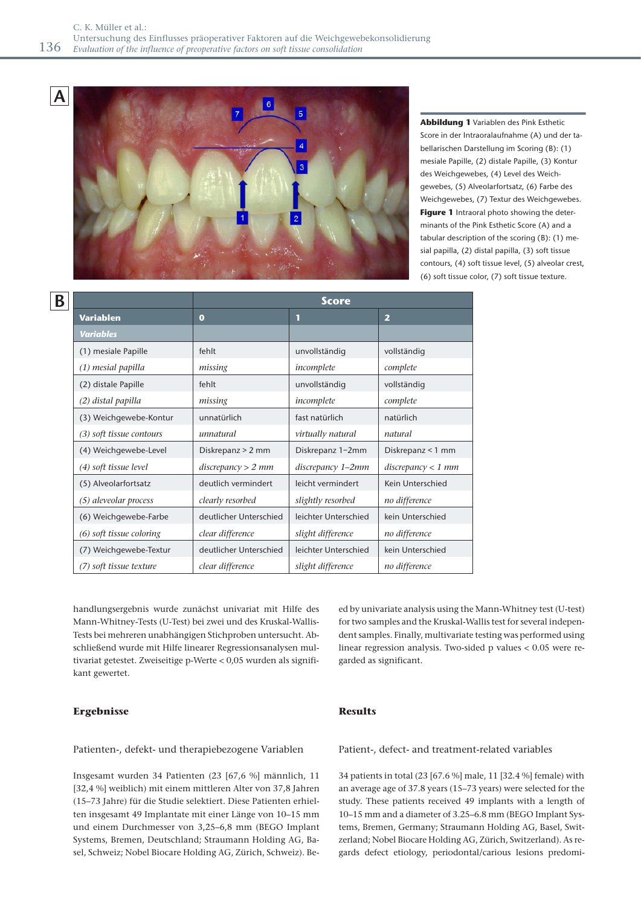A

Abbildung 1 Variablen des Pink Esthetic Score in der Intraoralaufnahme (A) und der tabellarischen Darstellung im Scoring (B): (1) mesiale Papille, (2) distale Papille, (3) Kontur des Weichgewebes, (4) Level des Weichgewebes, (5) Alveolarfortsatz, (6) Farbe des Weichgewebes, (7) Textur des Weichgewebes.

**Figure 1** Intraoral photo showing the determinants of the Pink Esthetic Score (A) and a tabular description of the scoring (B): (1) mesial papilla, (2) distal papilla, (3) soft tissue contours, (4) soft tissue level, (5) alveolar crest, (6) soft tissue color, (7) soft tissue texture.

B

| | Score | | |
|---|---|---|---|
| **Variablen** | **0** | **1** | **2** |
| ***Variables*** | | | |
| (1) mesiale Papille | fehlt | unvollständig | vollständig |
| *(1) mesial papilla* | *missing* | *incomplete* | *complete* |
| (2) distale Papille | fehlt | unvollständig | vollständig |
| *(2) distal papilla* | *missing* | *incomplete* | *complete* |
| (3) Weichgewebe-Kontur | unnatürlich | fast natürlich | natürlich |
| *(3) soft tissue contours* | *unnatural* | *virtually natural* | *natural* |
| (4) Weichgewebe-Level | Diskrepanz > 2 mm | Diskrepanz 1–2mm | Diskrepanz < 1 mm |
| *(4) soft tissue level* | *discrepancy > 2 mm* | *discrepancy 1–2mm* | *discrepancy < 1 mm* |
| (5) Alveolarfortsatz | deutlich vermindert | leicht vermindert | Kein Unterschied |
| *(5) aleveolar process* | *clearly resorbed* | *slightly resorbed* | *no difference* |
| (6) Weichgewebe-Farbe | deutlicher Unterschied | leichter Unterschied | kein Unterschied |
| *(6) soft tissue coloring* | *clear difference* | *slight difference* | *no difference* |
| (7) Weichgewebe-Textur | deutlicher Unterschied | leichter Unterschied | kein Unterschied |
| *(7) soft tissue texture* | *clear difference* | *slight difference* | *no difference* |

handlungsergebnis wurde zunächst univariat mit Hilfe des Mann-Whitney-Tests (U-Test) bei zwei und des Kruskal-Wallis-Tests bei mehreren unabhängigen Stichproben untersucht. Abschließend wurde mit Hilfe linearer Regressionsanalysen multivariat getestet. Zweiseitige p-Werte < 0,05 wurden als signifikant gewertet.

## Ergebnisse

### Patienten-, defekt- und therapiebezogene Variablen

Insgesamt wurden 34 Patienten (23 [67,6 %] männlich, 11 [32,4 %] weiblich) mit einem mittleren Alter von 37,8 Jahren (15–73 Jahre) für die Studie selektiert. Diese Patienten erhielten insgesamt 49 Implantate mit einer Länge von 10–15 mm und einem Durchmesser von 3,25–6,8 mm (BEGO Implant Systems, Bremen, Deutschland; Straumann Holding AG, Basel, Schweiz; Nobel Biocare Holding AG, Zürich, Schweiz). Be-

ed by univariate analysis using the Mann-Whitney test (U-test) for two samples and the Kruskal-Wallis test for several independent samples. Finally, multivariate testing was performed using linear regression analysis. Two-sided p values < 0.05 were regarded as significant.

## Results

### Patient-, defect- and treatment-related variables

34 patients in total (23 [67.6 %] male, 11 [32.4 %] female) with an average age of 37.8 years (15–73 years) were selected for the study. These patients received 49 implants with a length of 10–15 mm and a diameter of 3.25–6.8 mm (BEGO Implant Systems, Bremen, Germany; Straumann Holding AG, Basel, Switzerland; Nobel Biocare Holding AG, Zürich, Switzerland). As regards defect etiology, periodontal/carious lesions predomi-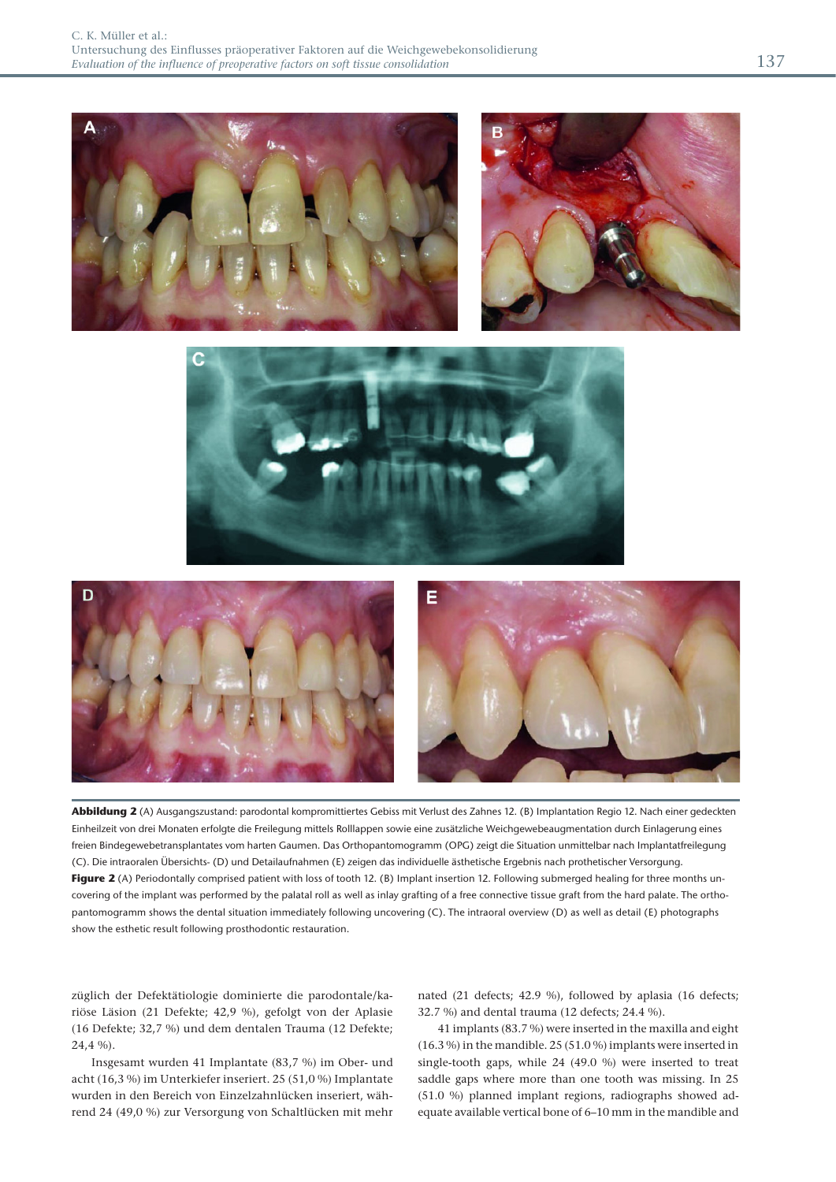**Abbildung 2** (A) Ausgangszustand: parodontal kompromittiertes Gebiss mit Verlust des Zahnes 12. (B) Implantation Regio 12. Nach einer gedeckten Einheilzeit von drei Monaten erfolgte die Freilegung mittels Rolllappen sowie eine zusätzliche Weichgewebeaugmentation durch Einlagerung eines freien Bindegewebetransplantates vom harten Gaumen. Das Orthopantomogramm (OPG) zeigt die Situation unmittelbar nach Implantatfreilegung (C). Die intraoralen Übersichts- (D) und Detailaufnahmen (E) zeigen das individuelle ästhetische Ergebnis nach prothetischer Versorgung.

**Figure 2** (A) Periodontally comprised patient with loss of tooth 12. (B) Implant insertion 12. Following submerged healing for three months uncovering of the implant was performed by the palatal roll as well as inlay grafting of a free connective tissue graft from the hard palate. The orthopantomogramm shows the dental situation immediately following uncovering (C). The intraoral overview (D) as well as detail (E) photographs show the esthetic result following prosthodontic restauration.

züglich der Defektätiologie dominierte die parodontale/kariöse Läsion (21 Defekte; 42,9 %), gefolgt von der Aplasie (16 Defekte; 32,7 %) und dem dentalen Trauma (12 Defekte; 24,4 %).

Insgesamt wurden 41 Implantate (83,7 %) im Ober- und acht (16,3 %) im Unterkiefer inseriert. 25 (51,0 %) Implantate wurden in den Bereich von Einzelzahnlücken inseriert, während 24 (49,0 %) zur Versorgung von Schaltlücken mit mehr

nated (21 defects; 42.9 %), followed by aplasia (16 defects; 32.7 %) and dental trauma (12 defects; 24.4 %).

41 implants (83.7 %) were inserted in the maxilla and eight (16.3 %) in the mandible. 25 (51.0 %) implants were inserted in single-tooth gaps, while 24 (49.0 %) were inserted to treat saddle gaps where more than one tooth was missing. In 25 (51.0 %) planned implant regions, radiographs showed adequate available vertical bone of 6–10 mm in the mandible and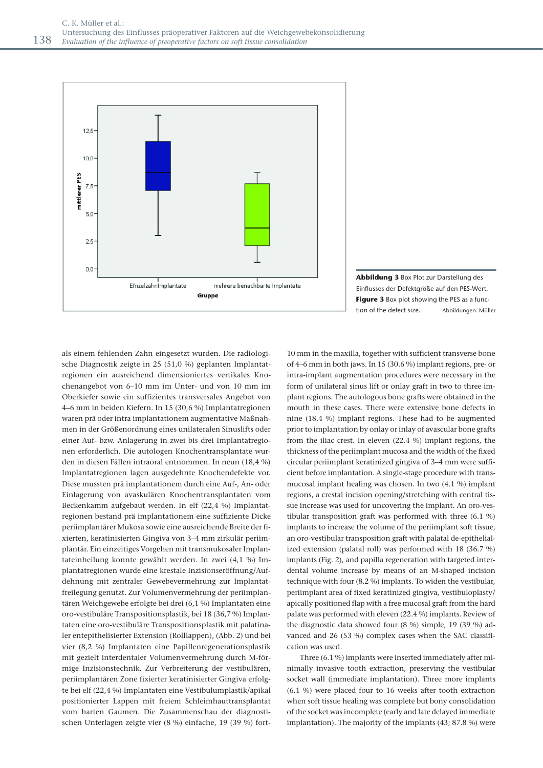12,5

10,0

7,5

5,0

2,5

0,0

mittlerer PES

Einzelzahnimplantate

mehrere benachbarte Implantate

Gruppe

**Abbildung 3** Box Plot zur Darstellung des Einflusses der Defektgröße auf den PES-Wert.
**Figure 3** Box plot showing the PES as a function of the defect size. Abbildungen: Müller

als einem fehlenden Zahn eingesetzt wurden. Die radiologische Diagnostik zeigte in 25 (51,0 %) geplanten Implantatregionen ein ausreichend dimensioniertes vertikales Knochenangebot von 6–10 mm im Unter- und von 10 mm im Oberkiefer sowie ein suffizientes transversales Angebot von 4–6 mm in beiden Kiefern. In 15 (30,6 %) Implantatregionen waren prä oder intra implantationem augmentative Maßnahmen in der Größenordnung eines unilateralen Sinuslifts oder einer Auf- bzw. Anlagerung in zwei bis drei Implantatregionen erforderlich. Die autologen Knochentransplantate wurden in diesen Fällen intraoral entnommen. In neun (18,4 %) Implantatregionen lagen ausgedehnte Knochendefekte vor. Diese mussten prä implantationem durch eine Auf-, An- oder Einlagerung von avaskulären Knochentransplantaten vom Beckenkamm aufgebaut werden. In elf (22,4 %) Implantatregionen bestand prä implantationem eine suffiziente Dicke periimplantärer Mukosa sowie eine ausreichende Breite der fixierten, keratinisierten Gingiva von 3–4 mm zirkulär periimplantär. Ein einzeitiges Vorgehen mit transmukosaler Implantateinheilung konnte gewählt werden. In zwei (4,1 %) Implantatregionen wurde eine krestale Inzisionseröffnung/Aufdehnung mit zentraler Gewebevermehrung zur Implantatfreilegung genutzt. Zur Volumenvermehrung der periimplantären Weichgewebe erfolgte bei drei (6,1 %) Implantaten eine oro-vestibuläre Transpositionsplastik, bei 18 (36,7 %) Implantaten eine oro-vestibuläre Transpositionsplastik mit palatinaler entepithelisierter Extension (Rolllappen), (Abb. 2) und bei vier (8,2 %) Implantaten eine Papillenregenerationsplastik mit gezielt interdentaler Volumenvermehrung durch M-förmige Inzisionstechnik. Zur Verbreiterung der vestibulären, periimplantären Zone fixierter keratinisierter Gingiva erfolgte bei elf (22,4 %) Implantaten eine Vestibulumplastik/apikal positionierter Lappen mit freiem Schleimhauttransplantat vom harten Gaumen. Die Zusammenschau der diagnostischen Unterlagen zeigte vier (8 %) einfache, 19 (39 %) fort-

10 mm in the maxilla, together with sufficient transverse bone of 4–6 mm in both jaws. In 15 (30.6 %) implant regions, pre- or intra-implant augmentation procedures were necessary in the form of unilateral sinus lift or onlay graft in two to three implant regions. The autologous bone grafts were obtained in the mouth in these cases. There were extensive bone defects in nine (18.4 %) implant regions. These had to be augmented prior to implantation by onlay or inlay of avascular bone grafts from the iliac crest. In eleven (22.4 %) implant regions, the thickness of the periimplant mucosa and the width of the fixed circular periimplant keratinized gingiva of 3–4 mm were sufficient before implantation. A single-stage procedure with transmucosal implant healing was chosen. In two (4.1 %) implant regions, a crestal incision opening/stretching with central tissue increase was used for uncovering the implant. An oro-vestibular transposition graft was performed with three (6.1 %) implants to increase the volume of the periimplant soft tissue, an oro-vestibular transposition graft with palatal de-epithelialized extension (palatal roll) was performed with 18 (36.7 %) implants (Fig. 2), and papilla regeneration with targeted interdental volume increase by means of an M-shaped incision technique with four (8.2 %) implants. To widen the vestibular, periimplant area of fixed keratinized gingiva, vestibuloplasty/apically positioned flap with a free mucosal graft from the hard palate was performed with eleven (22.4 %) implants. Review of the diagnostic data showed four (8 %) simple, 19 (39 %) advanced and 26 (53 %) complex cases when the SAC classification was used.

Three (6.1 %) implants were inserted immediately after minimally invasive tooth extraction, preserving the vestibular socket wall (immediate implantation). Three more implants (6.1 %) were placed four to 16 weeks after tooth extraction when soft tissue healing was complete but bony consolidation of the socket was incomplete (early and late delayed immediate implantation). The majority of the implants (43; 87.8 %) were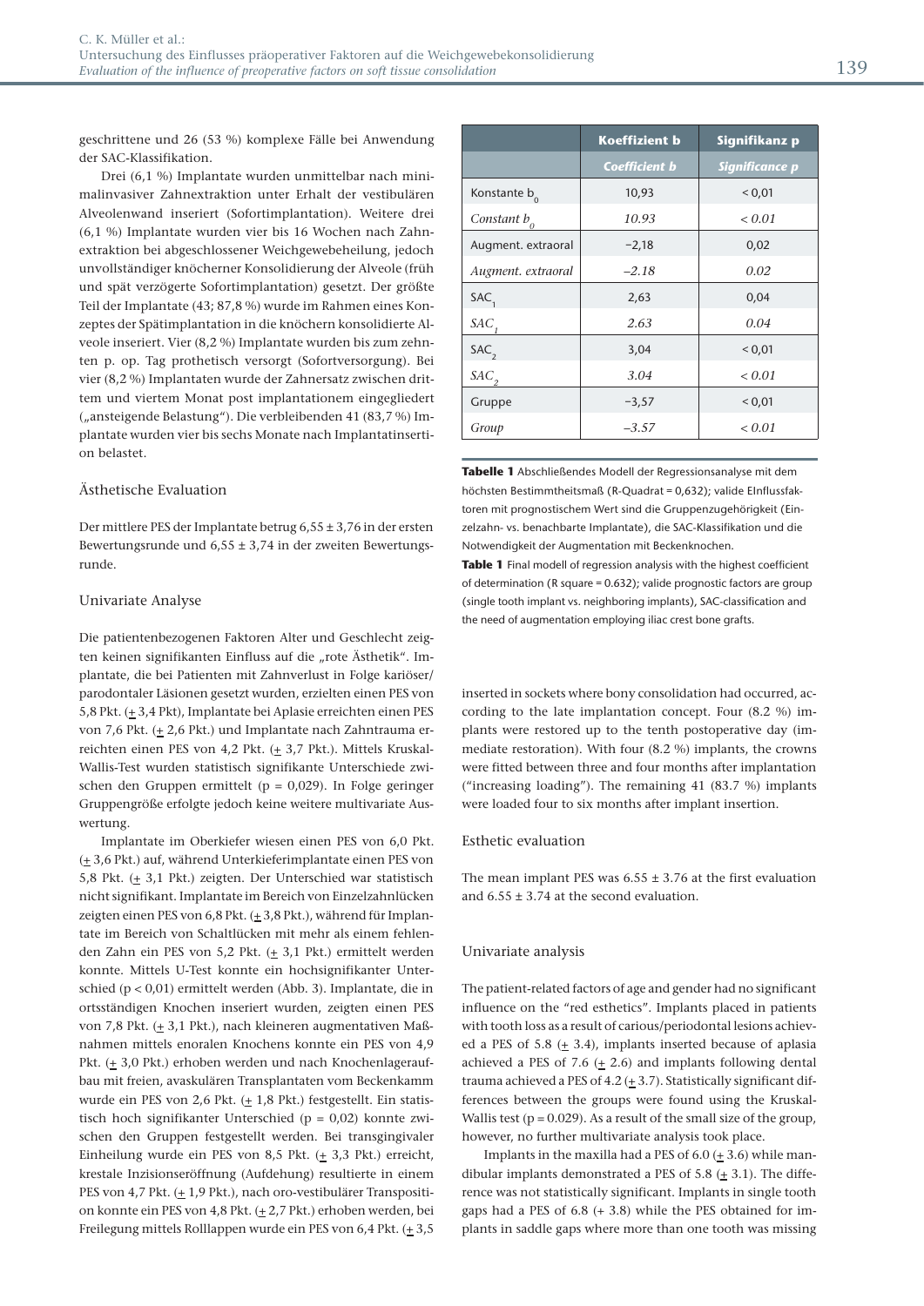geschrittene und 26 (53 %) komplexe Fälle bei Anwendung der SAC-Klassifikation.

Drei (6,1 %) Implantate wurden unmittelbar nach minimalinvasiver Zahnextraktion unter Erhalt der vestibulären Alveolenwand inseriert (Sofortimplantation). Weitere drei (6,1 %) Implantate wurden vier bis 16 Wochen nach Zahnextraktion bei abgeschlossener Weichgewebeheilung, jedoch unvollständiger knöcherner Konsolidierung der Alveole (früh und spät verzögerte Sofortimplantation) gesetzt. Der größte Teil der Implantate (43; 87,8 %) wurde im Rahmen eines Konzeptes der Spätimplantation in die knöchern konsolidierte Alveole inseriert. Vier (8,2 %) Implantate wurden bis zum zehnten p. op. Tag prothetisch versorgt (Sofortversorgung). Bei vier (8,2 %) Implantaten wurde der Zahnersatz zwischen drittem und viertem Monat post implantationem eingegliedert („ansteigende Belastung“). Die verbleibenden 41 (83,7 %) Implantate wurden vier bis sechs Monate nach Implantatinsertion belastet.

### Ästhetische Evaluation

Der mittlere PES der Implantate betrug 6,55 ± 3,76 in der ersten Bewertungsrunde und 6,55 ± 3,74 in der zweiten Bewertungsrunde.

### Univariate Analyse

Die patientenbezogenen Faktoren Alter und Geschlecht zeigten keinen signifikanten Einfluss auf die „rote Ästhetik“. Implantate, die bei Patienten mit Zahnverlust in Folge kariöser/parodontaler Läsionen gesetzt wurden, erzielten einen PES von 5,8 Pkt. (± 3,4 Pkt), Implantate bei Aplasie erreichten einen PES von 7,6 Pkt. (± 2,6 Pkt.) und Implantate nach Zahntrauma erreichten einen PES von 4,2 Pkt. (± 3,7 Pkt.). Mittels Kruskal-Wallis-Test wurden statistisch signifikante Unterschiede zwischen den Gruppen ermittelt (p = 0,029). In Folge geringer Gruppengröße erfolgte jedoch keine weitere multivariate Auswertung.

Implantate im Oberkiefer wiesen einen PES von 6,0 Pkt. (± 3,6 Pkt.) auf, während Unterkieferimplantate einen PES von 5,8 Pkt. (± 3,1 Pkt.) zeigten. Der Unterschied war statistisch nicht signifikant. Implantate im Bereich von Einzelzahnlücken zeigten einen PES von 6,8 Pkt. (± 3,8 Pkt.), während für Implantate im Bereich von Schaltlücken mit mehr als einem fehlenden Zahn ein PES von 5,2 Pkt. (± 3,1 Pkt.) ermittelt werden konnte. Mittels U-Test konnte ein hochsignifikanter Unterschied (p < 0,01) ermittelt werden (Abb. 3). Implantate, die in ortsständigen Knochen inseriert wurden, zeigten einen PES von 7,8 Pkt. (± 3,1 Pkt.), nach kleineren augmentativen Maßnahmen mittels enoralen Knochens konnte ein PES von 4,9 Pkt. (± 3,0 Pkt.) erhoben werden und nach Knochenlageraufbau mit freien, avaskulären Transplantaten vom Beckenkamm wurde ein PES von 2,6 Pkt. (± 1,8 Pkt.) festgestellt. Ein statistisch hoch signifikanter Unterschied (p = 0,02) konnte zwischen den Gruppen festgestellt werden. Bei transgingivaler Einheilung wurde ein PES von 8,5 Pkt. (± 3,3 Pkt.) erreicht, krestale Inzisionseröffnung (Aufdehung) resultierte in einem PES von 4,7 Pkt. (± 1,9 Pkt.), nach oro-vestibulärer Transposition konnte ein PES von 4,8 Pkt. (± 2,7 Pkt.) erhoben werden, bei Freilegung mittels Rolllappen wurde ein PES von 6,4 Pkt. (± 3,5

| | Koeffizient b / *Coefficient b* | Signifikanz p / *Significance p* |
|---|---|---|
| Konstante $b_0$ / *Constant $b_0$* | 10,93 / *10.93* | < 0,01 / *< 0.01* |
| Augment. extraoral / *Augment. extraoral* | −2,18 / *−2.18* | 0,02 / *0.02* |
| $SAC_1$ / *$SAC_1$* | 2,63 / *2.63* | 0,04 / *0.04* |
| $SAC_2$ / *$SAC_2$* | 3,04 / *3.04* | < 0,01 / *< 0.01* |
| Gruppe / *Group* | −3,57 / *−3.57* | < 0,01 / *< 0.01* |

**Tabelle 1** Abschließendes Modell der Regressionsanalyse mit dem höchsten Bestimmtheitsmaß (R-Quadrat = 0,632); valide EInflussfaktoren mit prognostischem Wert sind die Gruppenzugehörigkeit (Einzelzahn- vs. benachbarte Implantate), die SAC-Klassifikation und die Notwendigkeit der Augmentation mit Beckenknochen.

**Table 1** Final modell of regression analysis with the highest coefficient of determination (R square = 0.632); valide prognostic factors are group (single tooth implant vs. neighboring implants), SAC-classification and the need of augmentation employing iliac crest bone grafts.

inserted in sockets where bony consolidation had occurred, according to the late implantation concept. Four (8.2 %) implants were restored up to the tenth postoperative day (immediate restoration). With four (8.2 %) implants, the crowns were fitted between three and four months after implantation (“increasing loading”). The remaining 41 (83.7 %) implants were loaded four to six months after implant insertion.

### Esthetic evaluation

The mean implant PES was 6.55 ± 3.76 at the first evaluation and 6.55 ± 3.74 at the second evaluation.

### Univariate analysis

The patient-related factors of age and gender had no significant influence on the “red esthetics”. Implants placed in patients with tooth loss as a result of carious/periodontal lesions achieved a PES of 5.8 (± 3.4), implants inserted because of aplasia achieved a PES of 7.6 (± 2.6) and implants following dental trauma achieved a PES of 4.2 (± 3.7). Statistically significant differences between the groups were found using the Kruskal-Wallis test (p = 0.029). As a result of the small size of the group, however, no further multivariate analysis took place.

Implants in the maxilla had a PES of 6.0 (± 3.6) while mandibular implants demonstrated a PES of 5.8 (± 3.1). The difference was not statistically significant. Implants in single tooth gaps had a PES of 6.8 (+ 3.8) while the PES obtained for implants in saddle gaps where more than one tooth was missing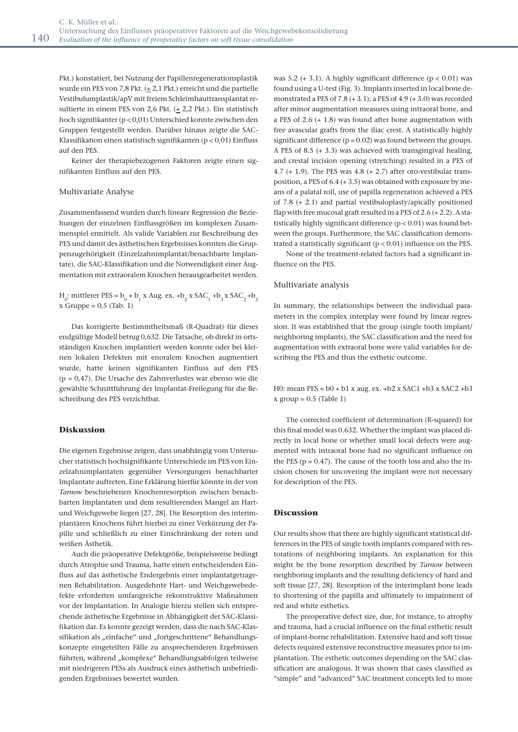Pkt.) konstatiert, bei Nutzung der Papillenregenerationsplastik wurde ein PES von 7,8 Pkt. (± 2,1 Pkt.) erreicht und die partielle Vestibulumplastik/apV mit freiem Schleimhauttransplantat resultierte in einem PES von 2,6 Pkt. (± 2,2 Pkt.). Ein statistisch hoch signifikanter ($p < 0{,}01$) Unterschied konnte zwischen den Gruppen festgestellt werden. Darüber hinaus zeigte die SAC-Klassifikation einen statistisch signifikanten ($p < 0{,}01$) Einfluss auf den PES.

Keiner der therapiebezogenen Faktoren zeigte einen signifikanten Einfluss auf den PES.

### Multivariate Analyse

Zusammenfassend wurden durch lineare Regression die Beziehungen der einzelnen Einflussgrößen im komplexen Zusammenspiel ermittelt. Als valide Variablen zur Beschreibung des PES und damit des ästhetischen Ergebnisses konnten die Gruppenzugehörigkeit (Einzelzahnimplantat/benachbarte Implantate), die SAC-Klassifikation und die Notwendigkeit einer Augmentation mit extraoralem Knochen herausgearbeitet werden.

$H_0$: mittlerer PES = $b_0 + b_1$ x Aug. ex. $+ b_2$ x $SAC_1 + b_3$ x $SAC_2 + b_3$ x Gruppe = 0,5 (Tab. 1)

Das korrigierte Bestimmtheitsmaß (R-Quadrat) für dieses endgültige Modell betrug 0,632. Die Tatsache, ob direkt in ortsständigen Knochen implantiert werden konnte oder bei kleinen lokalen Defekten mit enoralem Knochen augmentiert wurde, hatte keinen signifikanten Einfluss auf den PES ($p = 0{,}47$). Die Ursache des Zahnverlustes war ebenso wie die gewählte Schnittführung der Implantat-Freilegung für die Beschreibung des PES verzichtbar.

## Diskussion

Die eigenen Ergebnisse zeigen, dass unabhängig vom Untersucher statistisch hochsignifikante Unterschiede im PES von Einzelzahnimplantaten gegenüber Versorgungen benachbarter Implantate auftreten. Eine Erklärung hierfür könnte in der von *Tarnow* beschriebenen Knochenresorption zwischen benachbarten Implantaten und dem resultierenden Mangel an Hart- und Weichgewebe liegen [27, 28]. Die Resorption des interimplantären Knochens führt hierbei zu einer Verkürzung der Papille und schließlich zu einer Einschränkung der roten und weißen Ästhetik.

Auch die präoperative Defektgröße, beispielsweise bedingt durch Atrophie und Trauma, hatte einen entscheidenden Einfluss auf das ästhetische Endergebnis einer implantatgetragenen Rehabilitation. Ausgedehnte Hart- und Weichgewebedefekte erforderten umfangreiche rekonstruktive Maßnahmen vor der Implantation. In Analogie hierzu stellen sich entsprechende ästhetische Ergebnisse in Abhängigkeit der SAC-Klassifikation dar. Es konnte gezeigt werden, dass die nach SAC-Klassifikation als „einfache" und „fortgeschrittene" Behandlungskonzepte eingeteilten Fälle zu ansprechenderen Ergebnissen führten, während „komplexe" Behandlungsabfolgen teilweise mit niedrigeren PESs als Ausdruck eines ästhetisch unbefriedigenden Ergebnisses bewertet wurden.

was 5.2 (+ 3.1). A highly significant difference ($p < 0.01$) was found using a U-test (Fig. 3). Implants inserted in local bone demonstrated a PES of 7.8 (+ 3.1); a PES of 4.9 (+ 3.0) was recorded after minor augmentation measures using intraoral bone, and a PES of 2.6 (+ 1.8) was found after bone augmentation with free avascular grafts from the iliac crest. A statistically highly significant difference ($p = 0.02$) was found between the groups. A PES of 8.5 (+ 3.3) was achieved with transgingival healing, and crestal incision opening (stretching) resulted in a PES of 4.7 (+ 1.9). The PES was 4.8 (+ 2.7) after oro-vestibular transposition, a PES of 6.4 (+ 3.5) was obtained with exposure by means of a palatal roll, use of papilla regeneration achieved a PES of 7.8 (+ 2.1) and partial vestibuloplasty/apically positioned flap with free mucosal graft resulted in a PES of 2.6 (+ 2.2). A statistically highly significant difference ($p < 0.01$) was found between the groups. Furthermore, the SAC classification demonstrated a statistically significant ($p < 0.01$) influence on the PES.

None of the treatment-related factors had a significant influence on the PES.

### Multivariate analysis

In summary, the relationships between the individual parameters in the complex interplay were found by linear regression. It was established that the group (single tooth implant/neighboring implants), the SAC classification and the need for augmentation with extraoral bone were valid variables for describing the PES and thus the esthetic outcome.

$H_0$: mean PES = $b_0 + b_1$ x aug. ex. $+ b_2$ x $SAC_1 + b_3$ x $SAC_2 + b_3$ x group = 0.5 (Table 1)

The corrected coefficient of determination (R-squared) for this final model was 0.632. Whether the implant was placed directly in local bone or whether small local defects were augmented with intraoral bone had no significant influence on the PES ($p = 0.47$). The cause of the tooth loss and also the incision chosen for uncovering the implant were not necessary for description of the PES.

## Discussion

Our results show that there are highly significant statistical differences in the PES of single tooth implants compared with restorations of neighboring implants. An explanation for this might be the bone resorption described by *Tarnow* between neighboring implants and the resulting deficiency of hard and soft tissue [27, 28]. Resorption of the interimplant bone leads to shortening of the papilla and ultimately to impairment of red and white esthetics.

The preoperative defect size, due, for instance, to atrophy and trauma, had a crucial influence on the final esthetic result of implant-borne rehabilitation. Extensive hard and soft tissue defects required extensive reconstructive measures prior to implantation. The esthetic outcomes depending on the SAC classification are analogous. It was shown that cases classified as "simple" and "advanced" SAC treatment concepts led to more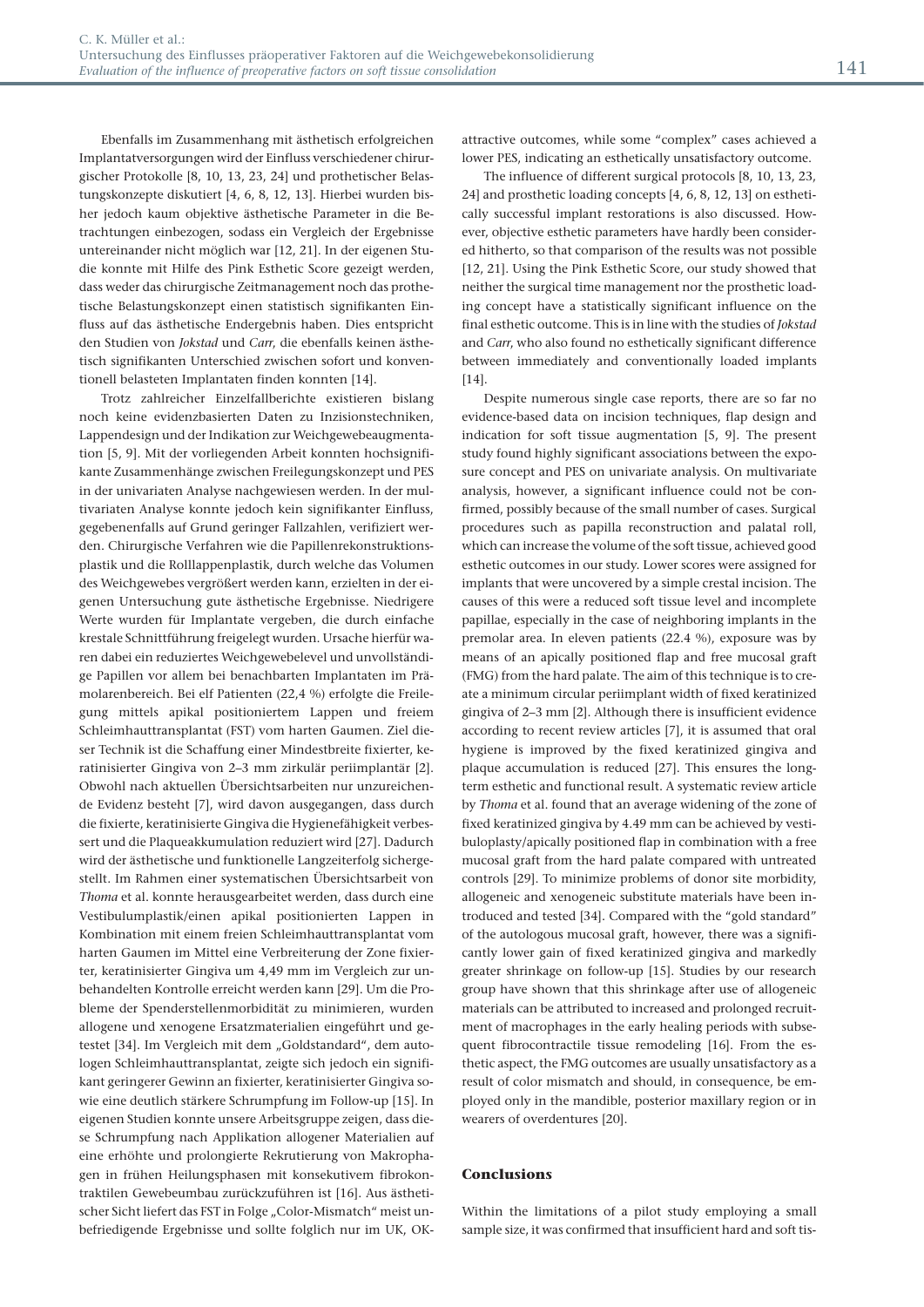Ebenfalls im Zusammenhang mit ästhetisch erfolgreichen Implantatversorgungen wird der Einfluss verschiedener chirurgischer Protokolle [8, 10, 13, 23, 24] und prothetischer Belastungskonzepte diskutiert [4, 6, 8, 12, 13]. Hierbei wurden bisher jedoch kaum objektive ästhetische Parameter in die Betrachtungen einbezogen, sodass ein Vergleich der Ergebnisse untereinander nicht möglich war [12, 21]. In der eigenen Studie konnte mit Hilfe des Pink Esthetic Score gezeigt werden, dass weder das chirurgische Zeitmanagement noch das prothetische Belastungskonzept einen statistisch signifikanten Einfluss auf das ästhetische Endergebnis haben. Dies entspricht den Studien von *Jokstad* und *Carr*, die ebenfalls keinen ästhetisch signifikanten Unterschied zwischen sofort und konventionell belasteten Implantaten finden konnten [14].

Trotz zahlreicher Einzelfallberichte existieren bislang noch keine evidenzbasierten Daten zu Inzisionstechniken, Lappendesign und der Indikation zur Weichgewebeaugmentation [5, 9]. Mit der vorliegenden Arbeit konnten hochsignifikante Zusammenhänge zwischen Freilegungskonzept und PES in der univariaten Analyse nachgewiesen werden. In der multivariaten Analyse konnte jedoch kein signifikanter Einfluss, gegebenenfalls auf Grund geringer Fallzahlen, verifiziert werden. Chirurgische Verfahren wie die Papillenrekonstruktionsplastik und die Rolllappenplastik, durch welche das Volumen des Weichgewebes vergrößert werden kann, erzielten in der eigenen Untersuchung gute ästhetische Ergebnisse. Niedrigere Werte wurden für Implantate vergeben, die durch einfache krestale Schnittführung freigelegt wurden. Ursache hierfür waren dabei ein reduziertes Weichgewebelevel und unvollständige Papillen vor allem bei benachbarten Implantaten im Prämolarenbereich. Bei elf Patienten (22,4 %) erfolgte die Freilegung mittels apikal positioniertem Lappen und freiem Schleimhauttransplantat (FST) vom harten Gaumen. Ziel dieser Technik ist die Schaffung einer Mindestbreite fixierter, keratinisierter Gingiva von 2–3 mm zirkulär periimplantär [2]. Obwohl nach aktuellen Übersichtsarbeiten nur unzureichende Evidenz besteht [7], wird davon ausgegangen, dass durch die fixierte, keratinisierte Gingiva die Hygienefähigkeit verbessert und die Plaqueakkumulation reduziert wird [27]. Dadurch wird der ästhetische und funktionelle Langzeiterfolg sichergestellt. Im Rahmen einer systematischen Übersichtsarbeit von *Thoma* et al. konnte herausgearbeitet werden, dass durch eine Vestibulumplastik/einen apikal positionierten Lappen in Kombination mit einem freien Schleimhauttransplantat vom harten Gaumen im Mittel eine Verbreiterung der Zone fixierter, keratinisierter Gingiva um 4,49 mm im Vergleich zur unbehandelten Kontrolle erreicht werden kann [29]. Um die Probleme der Spenderstellenmorbidität zu minimieren, wurden allogene und xenogene Ersatzmaterialien eingeführt und getestet [34]. Im Vergleich mit dem „Goldstandard", dem autologen Schleimhauttransplantat, zeigte sich jedoch ein signifikant geringerer Gewinn an fixierter, keratinisierter Gingiva sowie eine deutlich stärkere Schrumpfung im Follow-up [15]. In eigenen Studien konnte unsere Arbeitsgruppe zeigen, dass diese Schrumpfung nach Applikation allogener Materialien auf eine erhöhte und prolongierte Rekrutierung von Makrophagen in frühen Heilungsphasen mit konsekutivem fibrokontraktilen Gewebeumbau zurückzuführen ist [16]. Aus ästhetischer Sicht liefert das FST in Folge „Color-Mismatch" meist unbefriedigende Ergebnisse und sollte folglich nur im UK, OK-

attractive outcomes, while some "complex" cases achieved a lower PES, indicating an esthetically unsatisfactory outcome.

The influence of different surgical protocols [8, 10, 13, 23, 24] and prosthetic loading concepts [4, 6, 8, 12, 13] on esthetically successful implant restorations is also discussed. However, objective esthetic parameters have hardly been considered hitherto, so that comparison of the results was not possible [12, 21]. Using the Pink Esthetic Score, our study showed that neither the surgical time management nor the prosthetic loading concept have a statistically significant influence on the final esthetic outcome. This is in line with the studies of *Jokstad* and *Carr*, who also found no esthetically significant difference between immediately and conventionally loaded implants [14].

Despite numerous single case reports, there are so far no evidence-based data on incision techniques, flap design and indication for soft tissue augmentation [5, 9]. The present study found highly significant associations between the exposure concept and PES on univariate analysis. On multivariate analysis, however, a significant influence could not be confirmed, possibly because of the small number of cases. Surgical procedures such as papilla reconstruction and palatal roll, which can increase the volume of the soft tissue, achieved good esthetic outcomes in our study. Lower scores were assigned for implants that were uncovered by a simple crestal incision. The causes of this were a reduced soft tissue level and incomplete papillae, especially in the case of neighboring implants in the premolar area. In eleven patients (22.4 %), exposure was by means of an apically positioned flap and free mucosal graft (FMG) from the hard palate. The aim of this technique is to create a minimum circular periimplant width of fixed keratinized gingiva of 2–3 mm [2]. Although there is insufficient evidence according to recent review articles [7], it is assumed that oral hygiene is improved by the fixed keratinized gingiva and plaque accumulation is reduced [27]. This ensures the long-term esthetic and functional result. A systematic review article by *Thoma* et al. found that an average widening of the zone of fixed keratinized gingiva by 4.49 mm can be achieved by vestibuloplasty/apically positioned flap in combination with a free mucosal graft from the hard palate compared with untreated controls [29]. To minimize problems of donor site morbidity, allogeneic and xenogeneic substitute materials have been introduced and tested [34]. Compared with the "gold standard" of the autologous mucosal graft, however, there was a significantly lower gain of fixed keratinized gingiva and markedly greater shrinkage on follow-up [15]. Studies by our research group have shown that this shrinkage after use of allogeneic materials can be attributed to increased and prolonged recruitment of macrophages in the early healing periods with subsequent fibrocontractile tissue remodeling [16]. From the esthetic aspect, the FMG outcomes are usually unsatisfactory as a result of color mismatch and should, in consequence, be employed only in the mandible, posterior maxillary region or in wearers of overdentures [20].

## Conclusions

Within the limitations of a pilot study employing a small sample size, it was confirmed that insufficient hard and soft tis-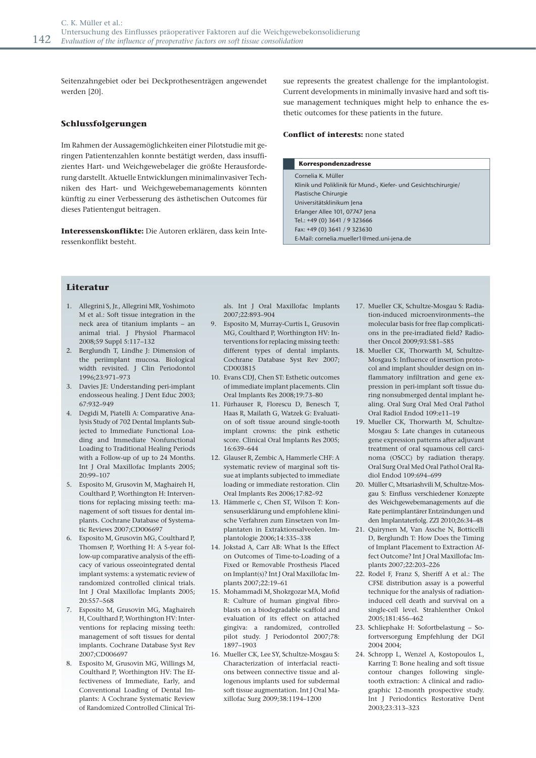Seitenzahngebiet oder bei Deckprothesenträgen angewendet werden [20].

## Schlussfolgerungen

Im Rahmen der Aussagemöglichkeiten einer Pilotstudie mit geringen Patientenzahlen konnte bestätigt werden, dass insuffizientes Hart- und Weichgewebelager die größte Herausforderung darstellt. Aktuelle Entwicklungen minimalinvasiver Techniken des Hart- und Weichgewebemanagements könnten künftig zu einer Verbesserung des ästhetischen Outcomes für dieses Patientengut beitragen.

**Interessenskonflikte:** Die Autoren erklären, dass kein Interessenkonflikt besteht.

sue represents the greatest challenge for the implantologist. Current developments in minimally invasive hard and soft tissue management techniques might help to enhance the esthetic outcomes for these patients in the future.

**Conflict of interests:** none stated

**Korrespondenzadresse**

Cornelia K. Müller
Klinik und Poliklinik für Mund-, Kiefer- und Gesichtschirurgie/ Plastische Chirurgie
Universitätsklinikum Jena
Erlanger Allee 101, 07747 Jena
Tel.: +49 (0) 3641 / 9 323666
Fax: +49 (0) 3641 / 9 323630
E-Mail: cornelia.mueller1@med.uni-jena.de

## Literatur

1. Allegrini S, Jr., Allegrini MR, Yoshimoto M et al.: Soft tissue integration in the neck area of titanium implants – an animal trial. J Physiol Pharmacol 2008;59 Suppl 5:117–132
2. Berglundh T, Lindhe J: Dimension of the periimplant mucosa. Biological width revisited. J Clin Periodontol 1996;23:971–973
3. Davies JE: Understanding peri-implant endosseous healing. J Dent Educ 2003; 67:932–949
4. Degidi M, Piatelli A: Comparative Analysis Study of 702 Dental Implants Subjected to Immediate Functional Loading and Immediate Nonfunctional Loading to Traditional Healing Periods with a Follow-up of up to 24 Months. Int J Oral Maxillofac Implants 2005; 20:99–107
5. Esposito M, Grusovin M, Maghaireh H, Coulthard P, Worthington H: Interventions for replacing missing teeth: management of soft tissues for dental implants. Cochrane Database of Systematic Reviews 2007;CD006697
6. Esposito M, Grusovin MG, Coulthard P, Thomsen P, Worthing H: A 5-year follow-up comparative analysis of the efficacy of various osseointegrated dental implant systems: a systematic review of randomized controlled clinical trials. Int J Oral Maxillofac Implants 2005; 20:557–568
7. Esposito M, Grusovin MG, Maghaireh H, Coulthard P, Worthington HV: Interventions for replacing missing teeth: management of soft tissues for dental implants. Cochrane Database Syst Rev 2007;CD006697
8. Esposito M, Grusovin MG, Willings M, Coulthard P, Worthington HV: The Effectiveness of Immediate, Early, and Conventional Loading of Dental Implants: A Cochrane Systematic Review of Randomized Controlled Clinical Trials. Int J Oral Maxillofac Implants 2007;22:893–904
9. Esposito M, Murray-Curtis L, Grusovin MG, Coulthard P, Worthington HV: Interventions for replacing missing teeth: different types of dental implants. Cochrane Database Syst Rev 2007; CD003815
10. Evans CDJ, Chen ST: Esthetic outcomes of immediate implant placements. Clin Oral Implants Res 2008;19:73–80
11. Fürhauser R, Florescu D, Benesch T, Haas R, Mailath G, Watzek G: Evaluation of soft tissue around single-tooth implant crowns: the pink esthetic score. Clinical Oral Implants Res 2005; 16:639–644
12. Glauser R, Zembic A, Hammerle CHF: A systematic review of marginal soft tissue at implants subjected to immediate loading or immediate restoration. Clin Oral Implants Res 2006;17:82–92
13. Hämmerle c, Chen ST, Wilson T: Konsensuserklärung und empfohlene klinische Verfahren zum Einsetzen von Implantaten in Extraktionsalveolen. Implantologie 2006;14:335–338
14. Jokstad A, Carr AB: What Is the Effect on Outcomes of Time-to-Loading of a Fixed or Removable Prosthesis Placed on Implant(s)? Int J Oral Maxillofac Implants 2007;22:19–61
15. Mohammadi M, Shokrgozar MA, Mofid R: Culture of human gingival fibroblasts on a biodegradable scaffold and evaluation of its effect on attached gingiva: a randomized, controlled pilot study. J Periodontol 2007;78: 1897–1903
16. Mueller CK, Lee SY, Schultze-Mosgau S: Characterization of interfacial reactions between connective tissue and allogenous implants used for subdermal soft tissue augmentation. Int J Oral Maxillofac Surg 2009;38:1194–1200
17. Mueller CK, Schultze-Mosgau S: Radiation-induced microenvironments--the molecular basis for free flap complications in the pre-irradiated field? Radiother Oncol 2009;93:581–585
18. Mueller CK, Thorwarth M, Schultze-Mosgau S: Influence of insertion protocol and implant shoulder design on inflammatory infiltration and gene expression in peri-implant soft tissue during nonsubmerged dental implant healing. Oral Surg Oral Med Oral Pathol Oral Radiol Endod 109:e11–19
19. Mueller CK, Thorwarth M, Schultze-Mosgau S: Late changes in cutaneous gene expression patterns after adjuvant treatment of oral squamous cell carcinoma (OSCC) by radiation therapy. Oral Surg Oral Med Oral Pathol Oral Radiol Endod 109:694–699
20. Müller C, Mtsariashvili M, Schultze-Mosgau S: Einfluss verschiedener Konzepte des Weichgewebemanagements auf die Rate periimplantärer Entzündungen und den Implantaterfolg. ZZI 2010;26:34–48
21. Quirynen M, Van Assche N, Botticelli D, Berglundh T: How Does the Timing of Implant Placement to Extraction Affect Outcome? Int J Oral Maxillofac Implants 2007;22:203–226
22. Rodel F, Franz S, Sheriff A et al.: The CFSE distribution assay is a powerful technique for the analysis of radiation-induced cell death and survival on a single-cell level. Strahlenther Onkol 2005;181:456–462
23. Schliephake H: Sofortbelastung – Sofortversorgung Empfehlung der DGI 2004 2004;
24. Schropp L, Wenzel A, Kostopoulos L, Karring T: Bone healing and soft tissue contour changes following single-tooth extraction: A clinical and radiographic 12-month prospective study. Int J Periodontics Restorative Dent 2003;23:313–323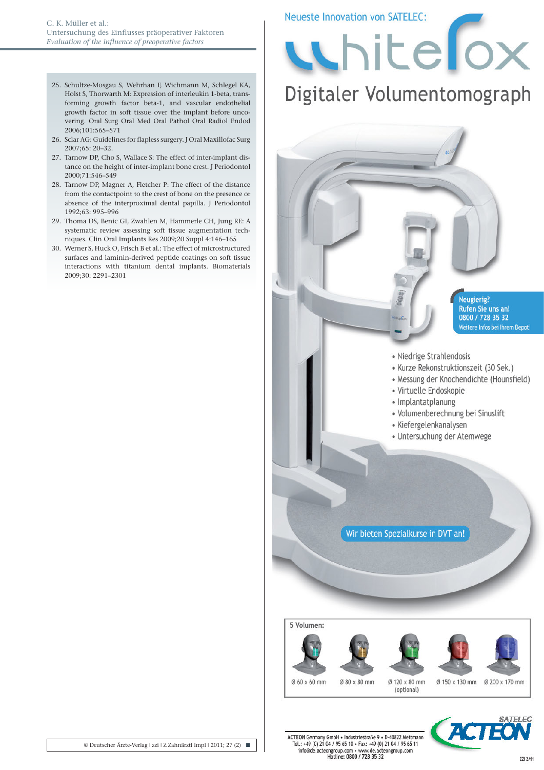25. Schultze-Mosgau S, Wehrhan F, Wichmann M, Schlegel KA, Holst S, Thorwarth M: Expression of interleukin 1-beta, transforming growth factor beta-1, and vascular endothelial growth factor in soft tissue over the implant before uncovering. Oral Surg Oral Med Oral Pathol Oral Radiol Endod 2006;101:565–571
26. Sclar AG: Guidelines for flapless surgery. J Oral Maxillofac Surg 2007;65: 20–32.
27. Tarnow DP, Cho S, Wallace S: The effect of inter-implant distance on the height of inter-implant bone crest. J Periodontol 2000;71:546–549
28. Tarnow DP, Magner A, Fletcher P: The effect of the distance from the contactpoint to the crest of bone on the presence or absence of the interproximal dental papilla. J Periodontol 1992;63: 995–996
29. Thoma DS, Benic GI, Zwahlen M, Hammerle CH, Jung RE: A systematic review assessing soft tissue augmentation techniques. Clin Oral Implants Res 2009;20 Suppl 4:146–165
30. Werner S, Huck O, Frisch B et al.: The effect of microstructured surfaces and laminin-derived peptide coatings on soft tissue interactions with titanium dental implants. Biomaterials 2009;30: 2291–2301

Neueste Innovation von SATELEC:

whitefox

Digitaler Volumentomograph

Neugierig?
Rufen Sie uns an!
0800 / 728 35 32
Weitere Infos bei Ihrem Depot!

- Niedrige Strahlendosis
- Kurze Rekonstruktionszeit (30 Sek.)
- Messung der Knochendichte (Hounsfield)
- Virtuelle Endoskopie
- Implantatplanung
- Volumenberechnung bei Sinuslift
- Kiefergelenkanalysen
- Untersuchung der Atemwege

Wir bieten Spezialkurse in DVT an!

5 Volumen:

Ø 60 x 60 mm
Ø 80 x 80 mm
Ø 120 x 80 mm (optional)
Ø 150 x 130 mm
Ø 200 x 170 mm

ACTEON Germany GmbH • Industriestraße 9 • D-40822 Mettmann
Tel.: +49 (0) 21 04 / 95 65 10 • Fax: +49 (0) 21 04 / 95 65 11
info@de.acteongroup.com • www.de.acteongroup.com
Hotline: 0800 / 728 35 32

SATELEC ACTEON

ZZI 2/11